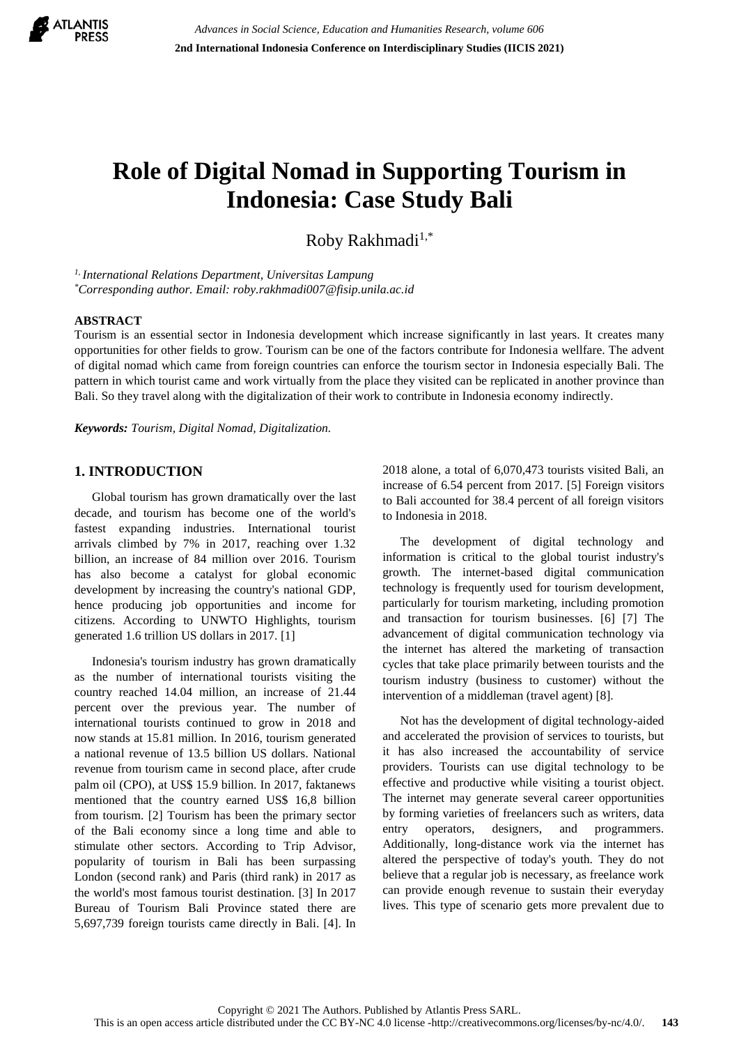# Role of Digital Nomad in Supporting Tourism in Indonesia: Case Study Bali

Roby Rakhmadi[1,*]

[1,] *International Relations Department, Universitas Lampung*
[*]*Corresponding author. Email: roby.rakhmadi007@fisip.unila.ac.id*

## ABSTRACT

Tourism is an essential sector in Indonesia development which increase significantly in last years. It creates many opportunities for other fields to grow. Tourism can be one of the factors contribute for Indonesia wellfare. The advent of digital nomad which came from foreign countries can enforce the tourism sector in Indonesia especially Bali. The pattern in which tourist came and work virtually from the place they visited can be replicated in another province than Bali. So they travel along with the digitalization of their work to contribute in Indonesia economy indirectly.

***Keywords:*** *Tourism, Digital Nomad, Digitalization.*

## 1. INTRODUCTION

Global tourism has grown dramatically over the last decade, and tourism has become one of the world's fastest expanding industries. International tourist arrivals climbed by 7% in 2017, reaching over 1.32 billion, an increase of 84 million over 2016. Tourism has also become a catalyst for global economic development by increasing the country's national GDP, hence producing job opportunities and income for citizens. According to UNWTO Highlights, tourism generated 1.6 trillion US dollars in 2017. [1]

Indonesia's tourism industry has grown dramatically as the number of international tourists visiting the country reached 14.04 million, an increase of 21.44 percent over the previous year. The number of international tourists continued to grow in 2018 and now stands at 15.81 million. In 2016, tourism generated a national revenue of 13.5 billion US dollars. National revenue from tourism came in second place, after crude palm oil (CPO), at US$ 15.9 billion. In 2017, faktanews mentioned that the country earned US$ 16,8 billion from tourism. [2] Tourism has been the primary sector of the Bali economy since a long time and able to stimulate other sectors. According to Trip Advisor, popularity of tourism in Bali has been surpassing London (second rank) and Paris (third rank) in 2017 as the world's most famous tourist destination. [3] In 2017 Bureau of Tourism Bali Province stated there are 5,697,739 foreign tourists came directly in Bali. [4]. In 2018 alone, a total of 6,070,473 tourists visited Bali, an increase of 6.54 percent from 2017. [5] Foreign visitors to Bali accounted for 38.4 percent of all foreign visitors to Indonesia in 2018.

The development of digital technology and information is critical to the global tourist industry's growth. The internet-based digital communication technology is frequently used for tourism development, particularly for tourism marketing, including promotion and transaction for tourism businesses. [6] [7] The advancement of digital communication technology via the internet has altered the marketing of transaction cycles that take place primarily between tourists and the tourism industry (business to customer) without the intervention of a middleman (travel agent) [8].

Not has the development of digital technology-aided and accelerated the provision of services to tourists, but it has also increased the accountability of service providers. Tourists can use digital technology to be effective and productive while visiting a tourist object. The internet may generate several career opportunities by forming varieties of freelancers such as writers, data entry operators, designers, and programmers. Additionally, long-distance work via the internet has altered the perspective of today's youth. They do not believe that a regular job is necessary, as freelance work can provide enough revenue to sustain their everyday lives. This type of scenario gets more prevalent due to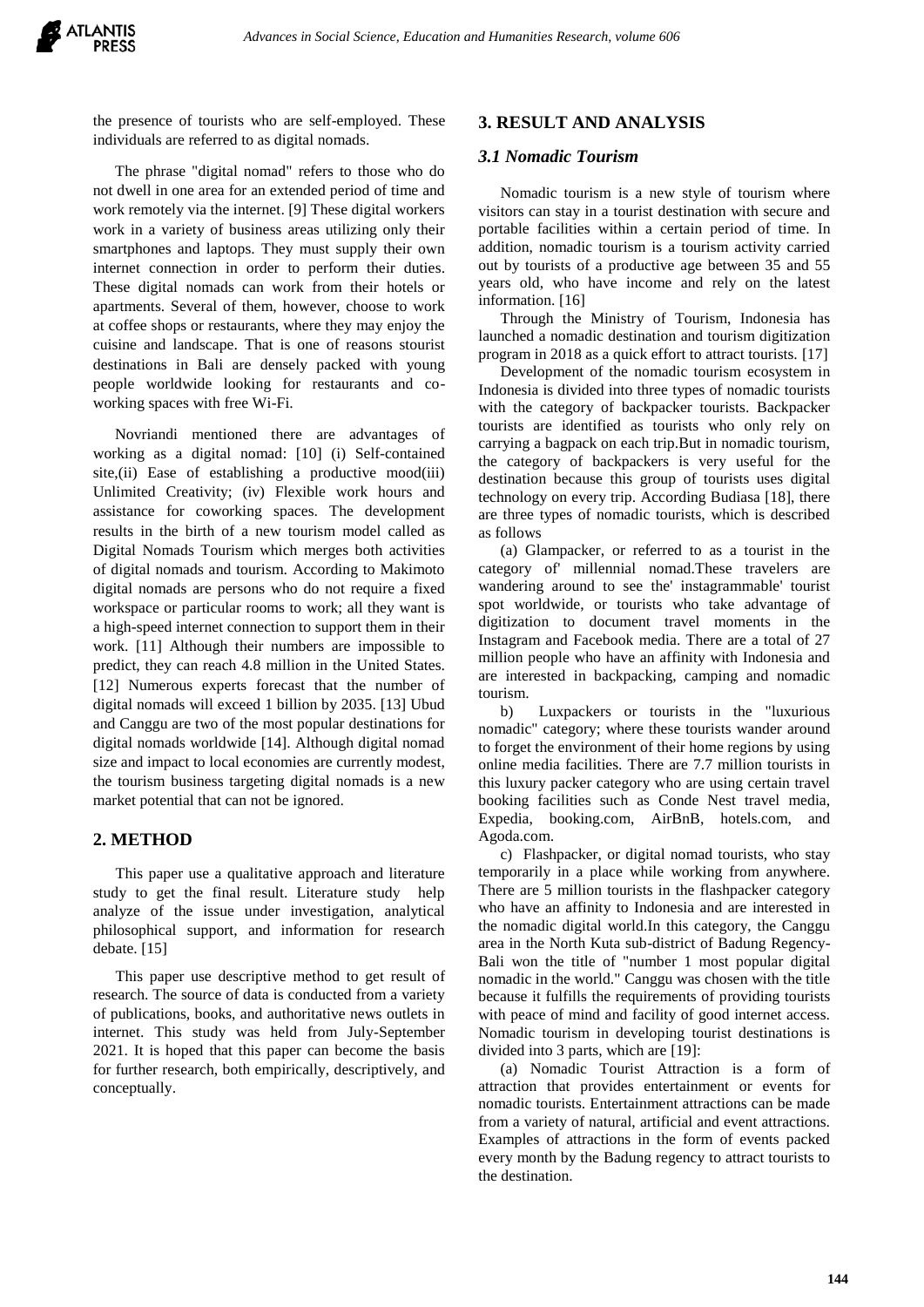the presence of tourists who are self-employed. These individuals are referred to as digital nomads.

The phrase "digital nomad" refers to those who do not dwell in one area for an extended period of time and work remotely via the internet. [9] These digital workers work in a variety of business areas utilizing only their smartphones and laptops. They must supply their own internet connection in order to perform their duties. These digital nomads can work from their hotels or apartments. Several of them, however, choose to work at coffee shops or restaurants, where they may enjoy the cuisine and landscape. That is one of reasons stourist destinations in Bali are densely packed with young people worldwide looking for restaurants and co-working spaces with free Wi-Fi.

Novriandi mentioned there are advantages of working as a digital nomad: [10] (i) Self-contained site,(ii) Ease of establishing a productive mood(iii) Unlimited Creativity; (iv) Flexible work hours and assistance for coworking spaces. The development results in the birth of a new tourism model called as Digital Nomads Tourism which merges both activities of digital nomads and tourism. According to Makimoto digital nomads are persons who do not require a fixed workspace or particular rooms to work; all they want is a high-speed internet connection to support them in their work. [11] Although their numbers are impossible to predict, they can reach 4.8 million in the United States. [12] Numerous experts forecast that the number of digital nomads will exceed 1 billion by 2035. [13] Ubud and Canggu are two of the most popular destinations for digital nomads worldwide [14]. Although digital nomad size and impact to local economies are currently modest, the tourism business targeting digital nomads is a new market potential that can not be ignored.

## 2. METHOD

This paper use a qualitative approach and literature study to get the final result. Literature study help analyze of the issue under investigation, analytical philosophical support, and information for research debate. [15]

This paper use descriptive method to get result of research. The source of data is conducted from a variety of publications, books, and authoritative news outlets in internet. This study was held from July-September 2021. It is hoped that this paper can become the basis for further research, both empirically, descriptively, and conceptually.

## 3. RESULT AND ANALYSIS

### 3.1 Nomadic Tourism

Nomadic tourism is a new style of tourism where visitors can stay in a tourist destination with secure and portable facilities within a certain period of time. In addition, nomadic tourism is a tourism activity carried out by tourists of a productive age between 35 and 55 years old, who have income and rely on the latest information. [16]

Through the Ministry of Tourism, Indonesia has launched a nomadic destination and tourism digitization program in 2018 as a quick effort to attract tourists. [17]

Development of the nomadic tourism ecosystem in Indonesia is divided into three types of nomadic tourists with the category of backpacker tourists. Backpacker tourists are identified as tourists who only rely on carrying a bagpack on each trip.But in nomadic tourism, the category of backpackers is very useful for the destination because this group of tourists uses digital technology on every trip. According Budiasa [18], there are three types of nomadic tourists, which is described as follows

(a) Glampacker, or referred to as a tourist in the category of' millennial nomad.These travelers are wandering around to see the' instagrammable' tourist spot worldwide, or tourists who take advantage of digitization to document travel moments in the Instagram and Facebook media. There are a total of 27 million people who have an affinity with Indonesia and are interested in backpacking, camping and nomadic tourism.

b) Luxpackers or tourists in the "luxurious nomadic" category; where these tourists wander around to forget the environment of their home regions by using online media facilities. There are 7.7 million tourists in this luxury packer category who are using certain travel booking facilities such as Conde Nest travel media, Expedia, booking.com, AirBnB, hotels.com, and Agoda.com.

c) Flashpacker, or digital nomad tourists, who stay temporarily in a place while working from anywhere. There are 5 million tourists in the flashpacker category who have an affinity to Indonesia and are interested in the nomadic digital world.In this category, the Canggu area in the North Kuta sub-district of Badung Regency-Bali won the title of "number 1 most popular digital nomadic in the world." Canggu was chosen with the title because it fulfills the requirements of providing tourists with peace of mind and facility of good internet access. Nomadic tourism in developing tourist destinations is divided into 3 parts, which are [19]:

(a) Nomadic Tourist Attraction is a form of attraction that provides entertainment or events for nomadic tourists. Entertainment attractions can be made from a variety of natural, artificial and event attractions. Examples of attractions in the form of events packed every month by the Badung regency to attract tourists to the destination.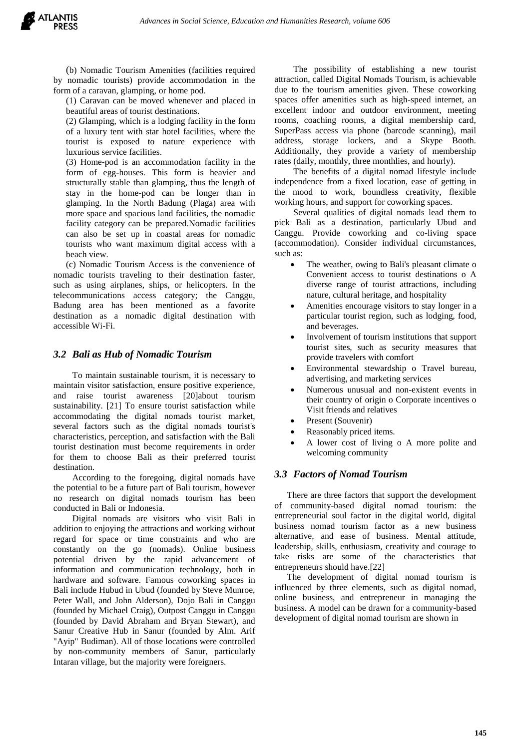(b) Nomadic Tourism Amenities (facilities required by nomadic tourists) provide accommodation in the form of a caravan, glamping, or home pod.

(1) Caravan can be moved whenever and placed in beautiful areas of tourist destinations.

(2) Glamping, which is a lodging facility in the form of a luxury tent with star hotel facilities, where the tourist is exposed to nature experience with luxurious service facilities.

(3) Home-pod is an accommodation facility in the form of egg-houses. This form is heavier and structurally stable than glamping, thus the length of stay in the home-pod can be longer than in glamping. In the North Badung (Plaga) area with more space and spacious land facilities, the nomadic facility category can be prepared.Nomadic facilities can also be set up in coastal areas for nomadic tourists who want maximum digital access with a beach view.

(c) Nomadic Tourism Access is the convenience of nomadic tourists traveling to their destination faster, such as using airplanes, ships, or helicopters. In the telecommunications access category; the Canggu, Badung area has been mentioned as a favorite destination as a nomadic digital destination with accessible Wi-Fi.

### *3.2 Bali as Hub of Nomadic Tourism*

To maintain sustainable tourism, it is necessary to maintain visitor satisfaction, ensure positive experience, and raise tourist awareness [20]about tourism sustainability. [21] To ensure tourist satisfaction while accommodating the digital nomads tourist market, several factors such as the digital nomads tourist's characteristics, perception, and satisfaction with the Bali tourist destination must become requirements in order for them to choose Bali as their preferred tourist destination.

According to the foregoing, digital nomads have the potential to be a future part of Bali tourism, however no research on digital nomads tourism has been conducted in Bali or Indonesia.

Digital nomads are visitors who visit Bali in addition to enjoying the attractions and working without regard for space or time constraints and who are constantly on the go (nomads). Online business potential driven by the rapid advancement of information and communication technology, both in hardware and software. Famous coworking spaces in Bali include Hubud in Ubud (founded by Steve Munroe, Peter Wall, and John Alderson), Dojo Bali in Canggu (founded by Michael Craig), Outpost Canggu in Canggu (founded by David Abraham and Bryan Stewart), and Sanur Creative Hub in Sanur (founded by Alm. Arif "Ayip" Budiman). All of those locations were controlled by non-community members of Sanur, particularly Intaran village, but the majority were foreigners.

The possibility of establishing a new tourist attraction, called Digital Nomads Tourism, is achievable due to the tourism amenities given. These coworking spaces offer amenities such as high-speed internet, an excellent indoor and outdoor environment, meeting rooms, coaching rooms, a digital membership card, SuperPass access via phone (barcode scanning), mail address, storage lockers, and a Skype Booth. Additionally, they provide a variety of membership rates (daily, monthly, three monthlies, and hourly).

The benefits of a digital nomad lifestyle include independence from a fixed location, ease of getting in the mood to work, boundless creativity, flexible working hours, and support for coworking spaces.

Several qualities of digital nomads lead them to pick Bali as a destination, particularly Ubud and Canggu. Provide coworking and co-living space (accommodation). Consider individual circumstances, such as:

- The weather, owing to Bali's pleasant climate o Convenient access to tourist destinations o A diverse range of tourist attractions, including nature, cultural heritage, and hospitality
- Amenities encourage visitors to stay longer in a particular tourist region, such as lodging, food, and beverages.
- Involvement of tourism institutions that support tourist sites, such as security measures that provide travelers with comfort
- Environmental stewardship o Travel bureau, advertising, and marketing services
- Numerous unusual and non-existent events in their country of origin o Corporate incentives o Visit friends and relatives
- Present (Souvenir)
- Reasonably priced items.
- A lower cost of living o A more polite and welcoming community

### *3.3 Factors of Nomad Tourism*

There are three factors that support the development of community-based digital nomad tourism: the entrepreneurial soul factor in the digital world, digital business nomad tourism factor as a new business alternative, and ease of business. Mental attitude, leadership, skills, enthusiasm, creativity and courage to take risks are some of the characteristics that entrepreneurs should have.[22]

The development of digital nomad tourism is influenced by three elements, such as digital nomad, online business, and entrepreneur in managing the business. A model can be drawn for a community-based development of digital nomad tourism are shown in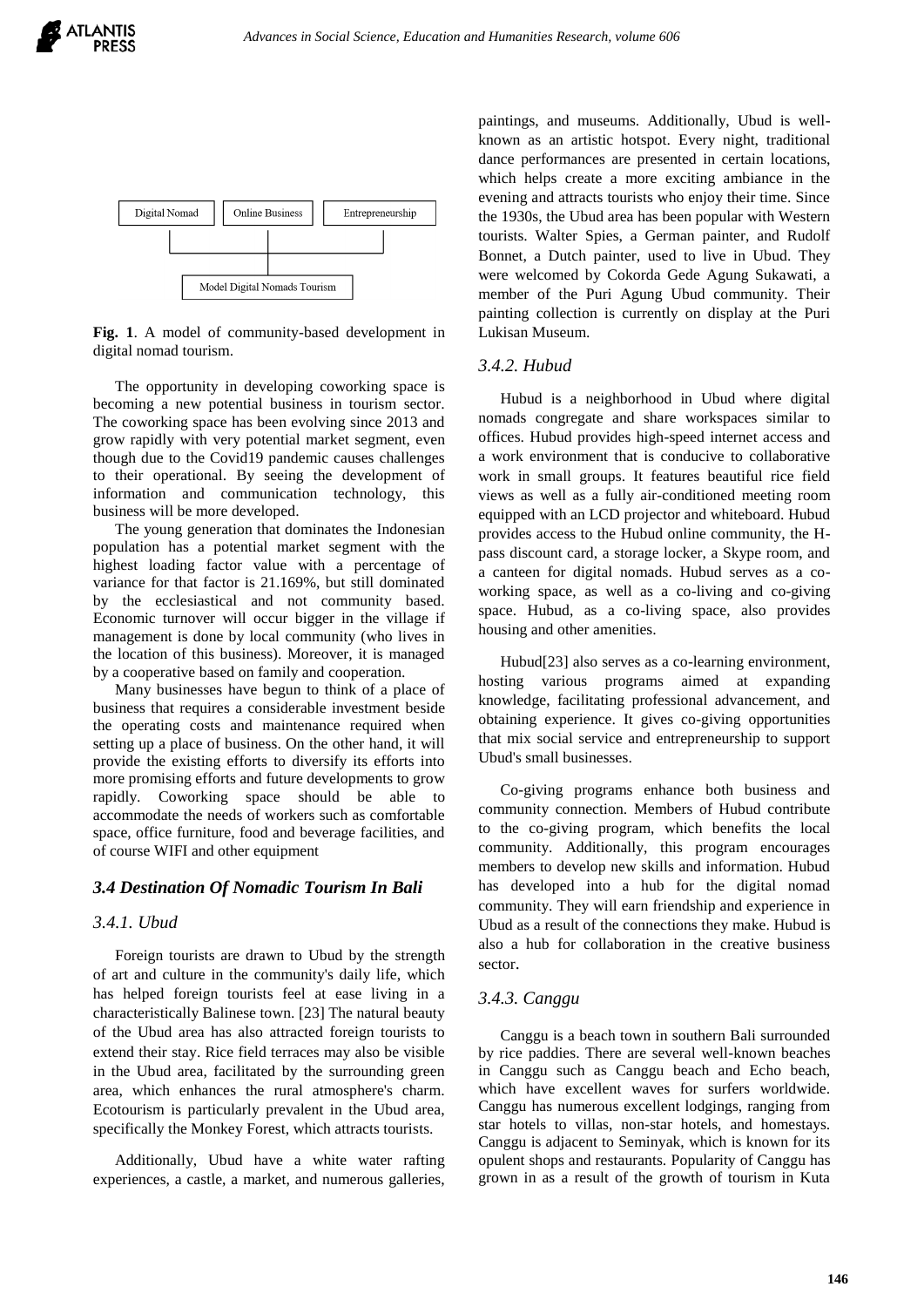Digital Nomad | Online Business | Entrepreneurship

Model Digital Nomads Tourism

**Fig. 1**. A model of community-based development in digital nomad tourism.

The opportunity in developing coworking space is becoming a new potential business in tourism sector. The coworking space has been evolving since 2013 and grow rapidly with very potential market segment, even though due to the Covid19 pandemic causes challenges to their operational. By seeing the development of information and communication technology, this business will be more developed.

The young generation that dominates the Indonesian population has a potential market segment with the highest loading factor value with a percentage of variance for that factor is 21.169%, but still dominated by the ecclesiastical and not community based. Economic turnover will occur bigger in the village if management is done by local community (who lives in the location of this business). Moreover, it is managed by a cooperative based on family and cooperation.

Many businesses have begun to think of a place of business that requires a considerable investment beside the operating costs and maintenance required when setting up a place of business. On the other hand, it will provide the existing efforts to diversify its efforts into more promising efforts and future developments to grow rapidly. Coworking space should be able to accommodate the needs of workers such as comfortable space, office furniture, food and beverage facilities, and of course WIFI and other equipment

### *3.4 Destination Of Nomadic Tourism In Bali*

#### *3.4.1. Ubud*

Foreign tourists are drawn to Ubud by the strength of art and culture in the community's daily life, which has helped foreign tourists feel at ease living in a characteristically Balinese town. [23] The natural beauty of the Ubud area has also attracted foreign tourists to extend their stay. Rice field terraces may also be visible in the Ubud area, facilitated by the surrounding green area, which enhances the rural atmosphere's charm. Ecotourism is particularly prevalent in the Ubud area, specifically the Monkey Forest, which attracts tourists.

Additionally, Ubud have a white water rafting experiences, a castle, a market, and numerous galleries, paintings, and museums. Additionally, Ubud is well-known as an artistic hotspot. Every night, traditional dance performances are presented in certain locations, which helps create a more exciting ambiance in the evening and attracts tourists who enjoy their time. Since the 1930s, the Ubud area has been popular with Western tourists. Walter Spies, a German painter, and Rudolf Bonnet, a Dutch painter, used to live in Ubud. They were welcomed by Cokorda Gede Agung Sukawati, a member of the Puri Agung Ubud community. Their painting collection is currently on display at the Puri Lukisan Museum.

#### *3.4.2. Hubud*

Hubud is a neighborhood in Ubud where digital nomads congregate and share workspaces similar to offices. Hubud provides high-speed internet access and a work environment that is conducive to collaborative work in small groups. It features beautiful rice field views as well as a fully air-conditioned meeting room equipped with an LCD projector and whiteboard. Hubud provides access to the Hubud online community, the H-pass discount card, a storage locker, a Skype room, and a canteen for digital nomads. Hubud serves as a co-working space, as well as a co-living and co-giving space. Hubud, as a co-living space, also provides housing and other amenities.

Hubud[23] also serves as a co-learning environment, hosting various programs aimed at expanding knowledge, facilitating professional advancement, and obtaining experience. It gives co-giving opportunities that mix social service and entrepreneurship to support Ubud's small businesses.

Co-giving programs enhance both business and community connection. Members of Hubud contribute to the co-giving program, which benefits the local community. Additionally, this program encourages members to develop new skills and information. Hubud has developed into a hub for the digital nomad community. They will earn friendship and experience in Ubud as a result of the connections they make. Hubud is also a hub for collaboration in the creative business sector.

#### *3.4.3. Canggu*

Canggu is a beach town in southern Bali surrounded by rice paddies. There are several well-known beaches in Canggu such as Canggu beach and Echo beach, which have excellent waves for surfers worldwide. Canggu has numerous excellent lodgings, ranging from star hotels to villas, non-star hotels, and homestays. Canggu is adjacent to Seminyak, which is known for its opulent shops and restaurants. Popularity of Canggu has grown in as a result of the growth of tourism in Kuta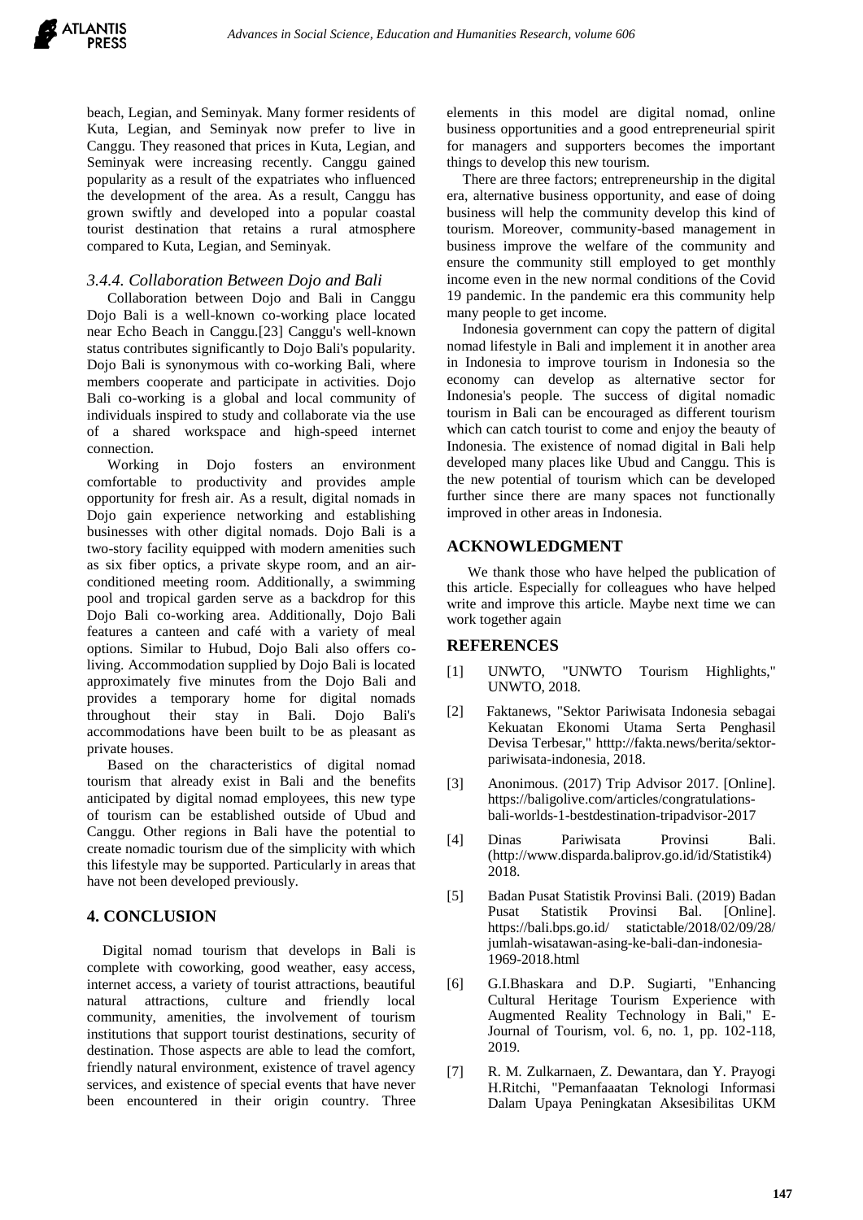beach, Legian, and Seminyak. Many former residents of Kuta, Legian, and Seminyak now prefer to live in Canggu. They reasoned that prices in Kuta, Legian, and Seminyak were increasing recently. Canggu gained popularity as a result of the expatriates who influenced the development of the area. As a result, Canggu has grown swiftly and developed into a popular coastal tourist destination that retains a rural atmosphere compared to Kuta, Legian, and Seminyak.

### *3.4.4. Collaboration Between Dojo and Bali*

Collaboration between Dojo and Bali in Canggu Dojo Bali is a well-known co-working place located near Echo Beach in Canggu.[23] Canggu's well-known status contributes significantly to Dojo Bali's popularity. Dojo Bali is synonymous with co-working Bali, where members cooperate and participate in activities. Dojo Bali co-working is a global and local community of individuals inspired to study and collaborate via the use of a shared workspace and high-speed internet connection.

Working in Dojo fosters an environment comfortable to productivity and provides ample opportunity for fresh air. As a result, digital nomads in Dojo gain experience networking and establishing businesses with other digital nomads. Dojo Bali is a two-story facility equipped with modern amenities such as six fiber optics, a private skype room, and an air-conditioned meeting room. Additionally, a swimming pool and tropical garden serve as a backdrop for this Dojo Bali co-working area. Additionally, Dojo Bali features a canteen and café with a variety of meal options. Similar to Hubud, Dojo Bali also offers co-living. Accommodation supplied by Dojo Bali is located approximately five minutes from the Dojo Bali and provides a temporary home for digital nomads throughout their stay in Bali. Dojo Bali's accommodations have been built to be as pleasant as private houses.

Based on the characteristics of digital nomad tourism that already exist in Bali and the benefits anticipated by digital nomad employees, this new type of tourism can be established outside of Ubud and Canggu. Other regions in Bali have the potential to create nomadic tourism due of the simplicity with which this lifestyle may be supported. Particularly in areas that have not been developed previously.

## 4. CONCLUSION

Digital nomad tourism that develops in Bali is complete with coworking, good weather, easy access, internet access, a variety of tourist attractions, beautiful natural attractions, culture and friendly local community, amenities, the involvement of tourism institutions that support tourist destinations, security of destination. Those aspects are able to lead the comfort, friendly natural environment, existence of travel agency services, and existence of special events that have never been encountered in their origin country. Three elements in this model are digital nomad, online business opportunities and a good entrepreneurial spirit for managers and supporters becomes the important things to develop this new tourism.

There are three factors; entrepreneurship in the digital era, alternative business opportunity, and ease of doing business will help the community develop this kind of tourism. Moreover, community-based management in business improve the welfare of the community and ensure the community still employed to get monthly income even in the new normal conditions of the Covid 19 pandemic. In the pandemic era this community help many people to get income.

Indonesia government can copy the pattern of digital nomad lifestyle in Bali and implement it in another area in Indonesia to improve tourism in Indonesia so the economy can develop as alternative sector for Indonesia's people. The success of digital nomadic tourism in Bali can be encouraged as different tourism which can catch tourist to come and enjoy the beauty of Indonesia. The existence of nomad digital in Bali help developed many places like Ubud and Canggu. This is the new potential of tourism which can be developed further since there are many spaces not functionally improved in other areas in Indonesia.

## ACKNOWLEDGMENT

We thank those who have helped the publication of this article. Especially for colleagues who have helped write and improve this article. Maybe next time we can work together again

## REFERENCES

[1] UNWTO, "UNWTO Tourism Highlights," UNWTO, 2018.

[2] Faktanews, "Sektor Pariwisata Indonesia sebagai Kekuatan Ekonomi Utama Serta Penghasil Devisa Terbesar," htttp://fakta.news/berita/sektor-pariwisata-indonesia, 2018.

[3] Anonimous. (2017) Trip Advisor 2017. [Online]. https://baligolive.com/articles/congratulations-bali-worlds-1-bestdestination-tripadvisor-2017

[4] Dinas Pariwisata Provinsi Bali. (http://www.disparda.baliprov.go.id/id/Statistik4) 2018.

[5] Badan Pusat Statistik Provinsi Bali. (2019) Badan Pusat Statistik Provinsi Bal. [Online]. https://bali.bps.go.id/ statictable/2018/02/09/28/ jumlah-wisatawan-asing-ke-bali-dan-indonesia-1969-2018.html

[6] G.I.Bhaskara and D.P. Sugiarti, "Enhancing Cultural Heritage Tourism Experience with Augmented Reality Technology in Bali," E-Journal of Tourism, vol. 6, no. 1, pp. 102-118, 2019.

[7] R. M. Zulkarnaen, Z. Dewantara, dan Y. Prayogi H.Ritchi, "Pemanfaaatan Teknologi Informasi Dalam Upaya Peningkatan Aksesibilitas UKM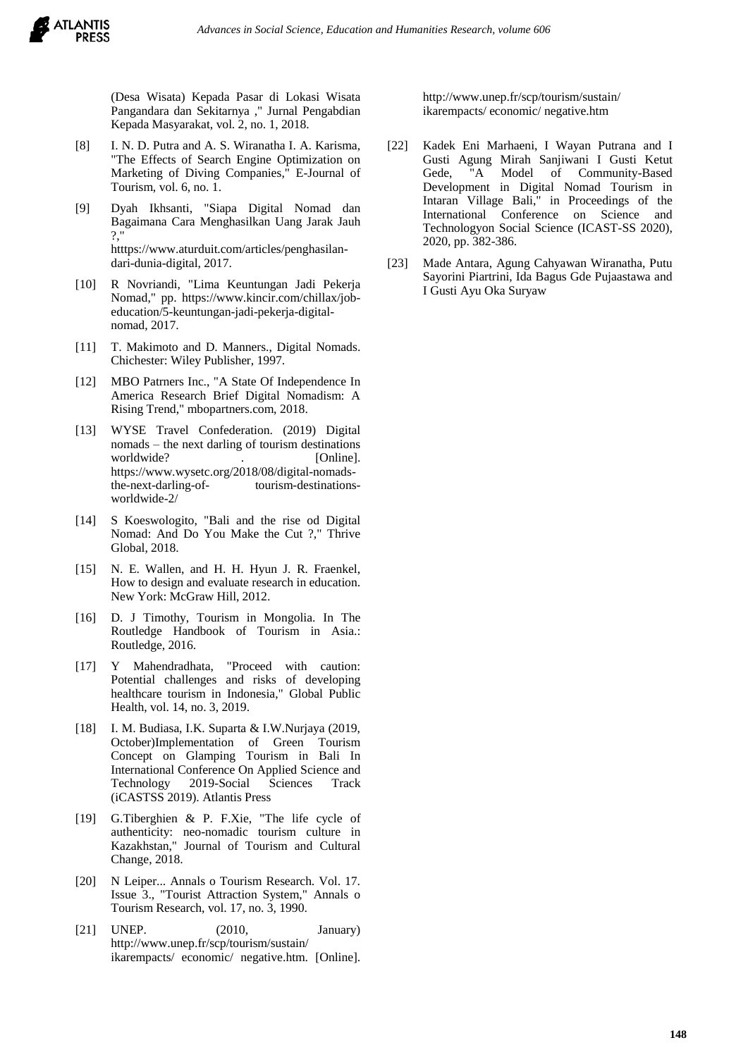(Desa Wisata) Kepada Pasar di Lokasi Wisata Pangandara dan Sekitarnya ," Jurnal Pengabdian Kepada Masyarakat, vol. 2, no. 1, 2018.

[8] I. N. D. Putra and A. S. Wiranatha I. A. Karisma, "The Effects of Search Engine Optimization on Marketing of Diving Companies," E-Journal of Tourism, vol. 6, no. 1.

[9] Dyah Ikhsanti, "Siapa Digital Nomad dan Bagaimana Cara Menghasilkan Uang Jarak Jauh ?," htttps://www.aturduit.com/articles/penghasilan-dari-dunia-digital, 2017.

[10] R Novriandi, "Lima Keuntungan Jadi Pekerja Nomad," pp. https://www.kincir.com/chillax/job-education/5-keuntungan-jadi-pekerja-digital-nomad, 2017.

[11] T. Makimoto and D. Manners., Digital Nomads. Chichester: Wiley Publisher, 1997.

[12] MBO Patrners Inc., "A State Of Independence In America Research Brief Digital Nomadism: A Rising Trend," mbopartners.com, 2018.

[13] WYSE Travel Confederation. (2019) Digital nomads – the next darling of tourism destinations worldwide? . [Online]. https://www.wysetc.org/2018/08/digital-nomads-the-next-darling-of- tourism-destinations-worldwide-2/

[14] S Koeswologito, "Bali and the rise od Digital Nomad: And Do You Make the Cut ?," Thrive Global, 2018.

[15] N. E. Wallen, and H. H. Hyun J. R. Fraenkel, How to design and evaluate research in education. New York: McGraw Hill, 2012.

[16] D. J Timothy, Tourism in Mongolia. In The Routledge Handbook of Tourism in Asia.: Routledge, 2016.

[17] Y Mahendradhata, "Proceed with caution: Potential challenges and risks of developing healthcare tourism in Indonesia," Global Public Health, vol. 14, no. 3, 2019.

[18] I. M. Budiasa, I.K. Suparta & I.W.Nurjaya (2019, October)Implementation of Green Tourism Concept on Glamping Tourism in Bali In International Conference On Applied Science and Technology 2019-Social Sciences Track (iCASTSS 2019). Atlantis Press

[19] G.Tiberghien & P. F.Xie, "The life cycle of authenticity: neo-nomadic tourism culture in Kazakhstan," Journal of Tourism and Cultural Change, 2018.

[20] N Leiper... Annals o Tourism Research. Vol. 17. Issue 3., "Tourist Attraction System," Annals o Tourism Research, vol. 17, no. 3, 1990.

[21] UNEP. (2010, January) http://www.unep.fr/scp/tourism/sustain/ ikarempacts/ economic/ negative.htm. [Online]. http://www.unep.fr/scp/tourism/sustain/ ikarempacts/ economic/ negative.htm

[22] Kadek Eni Marhaeni, I Wayan Putrana and I Gusti Agung Mirah Sanjiwani I Gusti Ketut Gede, "A Model of Community-Based Development in Digital Nomad Tourism in Intaran Village Bali," in Proceedings of the International Conference on Science and Technologyon Social Science (ICAST-SS 2020), 2020, pp. 382-386.

[23] Made Antara, Agung Cahyawan Wiranatha, Putu Sayorini Piartrini, Ida Bagus Gde Pujaastawa and I Gusti Ayu Oka Suryaw